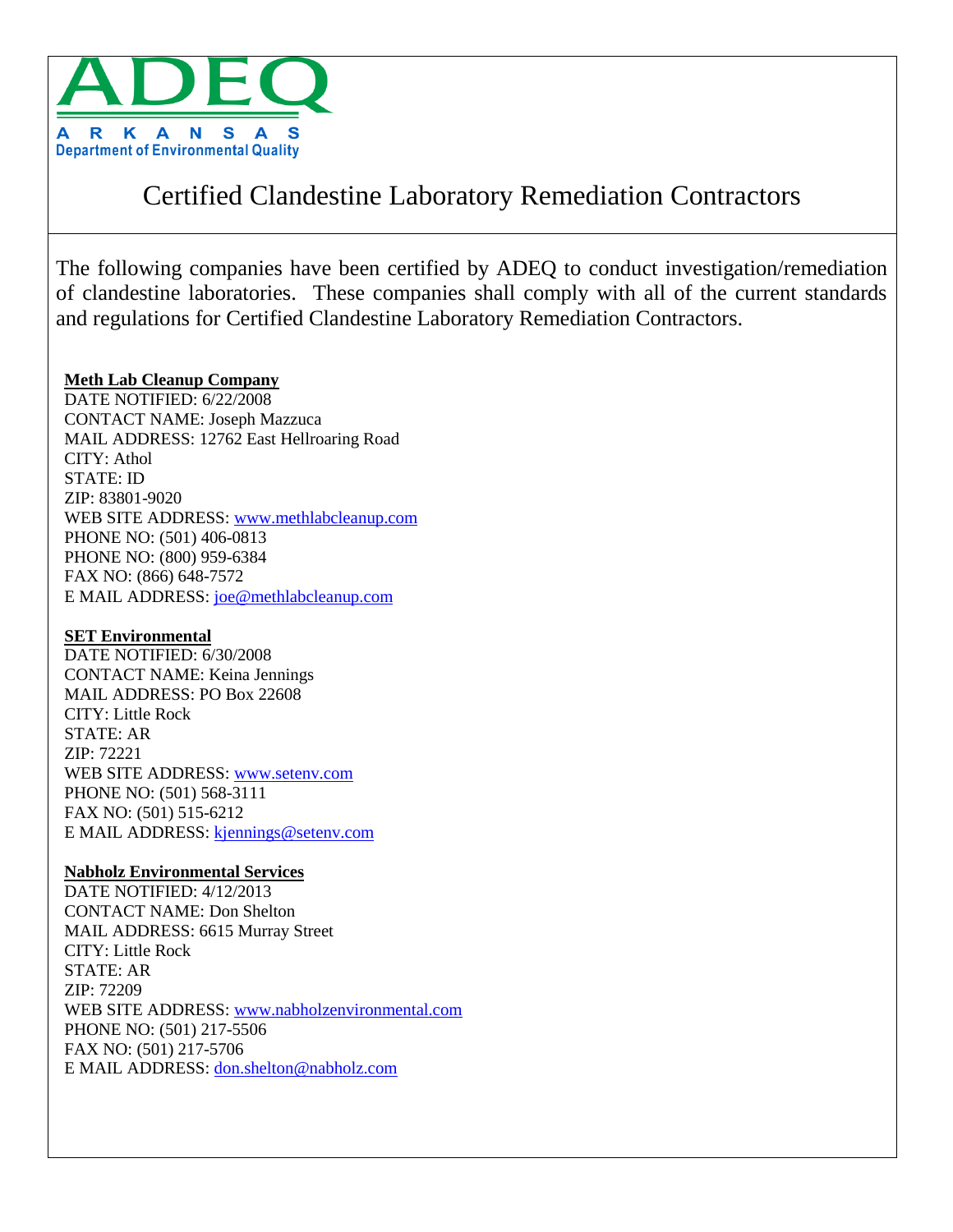ADEQ

ARKANSAS

Department of Environmental Quality

# Certified Clandestine Laboratory Remediation Contractors

The following companies have been certified by ADEQ to conduct investigation/remediation of clandestine laboratories. These companies shall comply with all of the current standards and regulations for Certified Clandestine Laboratory Remediation Contractors.

**Meth Lab Cleanup Company**
DATE NOTIFIED: 6/22/2008
CONTACT NAME: Joseph Mazzuca
MAIL ADDRESS: 12762 East Hellroaring Road
CITY: Athol
STATE: ID
ZIP: 83801-9020
WEB SITE ADDRESS: www.methlabcleanup.com
PHONE NO: (501) 406-0813
PHONE NO: (800) 959-6384
FAX NO: (866) 648-7572
E MAIL ADDRESS: joe@methlabcleanup.com

**SET Environmental**
DATE NOTIFIED: 6/30/2008
CONTACT NAME: Keina Jennings
MAIL ADDRESS: PO Box 22608
CITY: Little Rock
STATE: AR
ZIP: 72221
WEB SITE ADDRESS: www.setenv.com
PHONE NO: (501) 568-3111
FAX NO: (501) 515-6212
E MAIL ADDRESS: kjennings@setenv.com

**Nabholz Environmental Services**
DATE NOTIFIED: 4/12/2013
CONTACT NAME: Don Shelton
MAIL ADDRESS: 6615 Murray Street
CITY: Little Rock
STATE: AR
ZIP: 72209
WEB SITE ADDRESS: www.nabholzenvironmental.com
PHONE NO: (501) 217-5506
FAX NO: (501) 217-5706
E MAIL ADDRESS: don.shelton@nabholz.com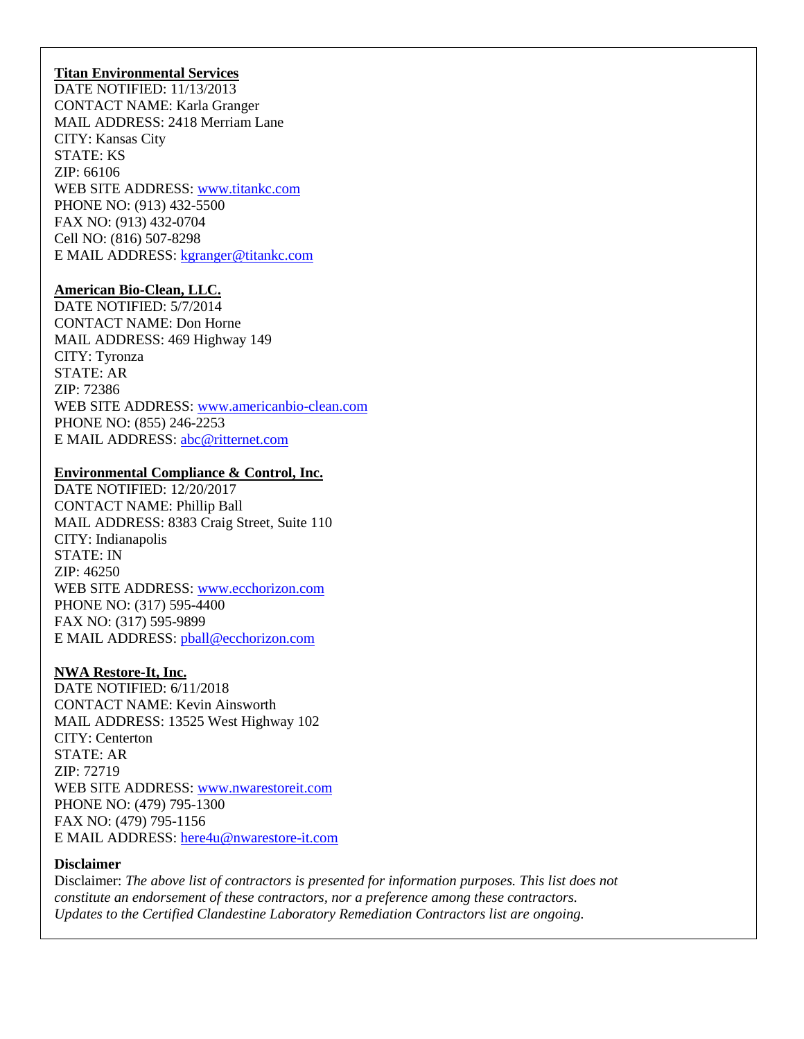**Titan Environmental Services**
DATE NOTIFIED: 11/13/2013
CONTACT NAME: Karla Granger
MAIL ADDRESS: 2418 Merriam Lane
CITY: Kansas City
STATE: KS
ZIP: 66106
WEB SITE ADDRESS: www.titankc.com
PHONE NO: (913) 432-5500
FAX NO: (913) 432-0704
Cell NO: (816) 507-8298
E MAIL ADDRESS: kgranger@titankc.com

**American Bio-Clean, LLC.**
DATE NOTIFIED: 5/7/2014
CONTACT NAME: Don Horne
MAIL ADDRESS: 469 Highway 149
CITY: Tyronza
STATE: AR
ZIP: 72386
WEB SITE ADDRESS: www.americanbio-clean.com
PHONE NO: (855) 246-2253
E MAIL ADDRESS: abc@ritternet.com

**Environmental Compliance & Control, Inc.**
DATE NOTIFIED: 12/20/2017
CONTACT NAME: Phillip Ball
MAIL ADDRESS: 8383 Craig Street, Suite 110
CITY: Indianapolis
STATE: IN
ZIP: 46250
WEB SITE ADDRESS: www.ecchorizon.com
PHONE NO: (317) 595-4400
FAX NO: (317) 595-9899
E MAIL ADDRESS: pball@ecchorizon.com

**NWA Restore-It, Inc.**
DATE NOTIFIED: 6/11/2018
CONTACT NAME: Kevin Ainsworth
MAIL ADDRESS: 13525 West Highway 102
CITY: Centerton
STATE: AR
ZIP: 72719
WEB SITE ADDRESS: www.nwarestoreit.com
PHONE NO: (479) 795-1300
FAX NO: (479) 795-1156
E MAIL ADDRESS: here4u@nwarestore-it.com

**Disclaimer**

Disclaimer: *The above list of contractors is presented for information purposes. This list does not constitute an endorsement of these contractors, nor a preference among these contractors. Updates to the Certified Clandestine Laboratory Remediation Contractors list are ongoing.*